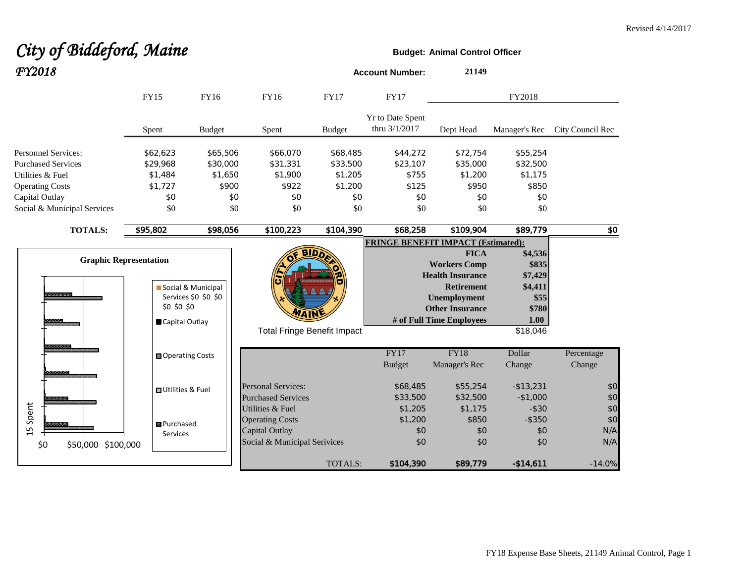Revised 4/14/2017

# *City of Biddeford, Maine*
## *FY2018*

**Budget: Animal Control Officer**

**Account Number:** 21149

| | FY15 | FY16 | FY16 | FY17 | FY17 | FY2018 | | |
|---|---|---|---|---|---|---|---|---|
| | Spent | Budget | Spent | Budget | Yr to Date Spent thru 3/1/2017 | Dept Head | Manager's Rec | City Council Rec |
| Personnel Services: | $62,623 | $65,506 | $66,070 | $68,485 | $44,272 | $72,754 | $55,254 | |
| Purchased Services | $29,968 | $30,000 | $31,331 | $33,500 | $23,107 | $35,000 | $32,500 | |
| Utilities & Fuel | $1,484 | $1,650 | $1,900 | $1,205 | $755 | $1,200 | $1,175 | |
| Operating Costs | $1,727 | $900 | $922 | $1,200 | $125 | $950 | $850 | |
| Capital Outlay | $0 | $0 | $0 | $0 | $0 | $0 | $0 | |
| Social & Municipal Services | $0 | $0 | $0 | $0 | $0 | $0 | $0 | |
| **TOTALS:** | $95,802 | $98,056 | $100,223 | $104,390 | $68,258 | $109,904 | $89,779 | $0 |

**Graphic Representation**

**FRINGE BENEFIT IMPACT (Estimated):**

| | |
|---|---|
| **FICA** | **$4,536** |
| **Workers Comp** | **$835** |
| **Health Insurance** | **$7,429** |
| **Retirement** | **$4,411** |
| **Unemployment** | **$55** |
| **Other Insurance** | **$780** |
| **# of Full Time Employees** | **1.00** |
| Total Fringe Benefit Impact | $18,046 |

| | FY17 Budget | FY18 Manager's Rec | Dollar Change | Percentage Change |
|---|---|---|---|---|
| Personal Services: | $68,485 | $55,254 | -$13,231 | $0 |
| Purchased Services | $33,500 | $32,500 | -$1,000 | $0 |
| Utilities & Fuel | $1,205 | $1,175 | -$30 | $0 |
| Operating Costs | $1,200 | $850 | -$350 | $0 |
| Capital Outlay | $0 | $0 | $0 | N/A |
| Social & Municipal Serivices | $0 | $0 | $0 | N/A |
| TOTALS: | $104,390 | $89,779 | -$14,611 | -14.0% |

FY18 Expense Base Sheets, 21149 Animal Control, Page 1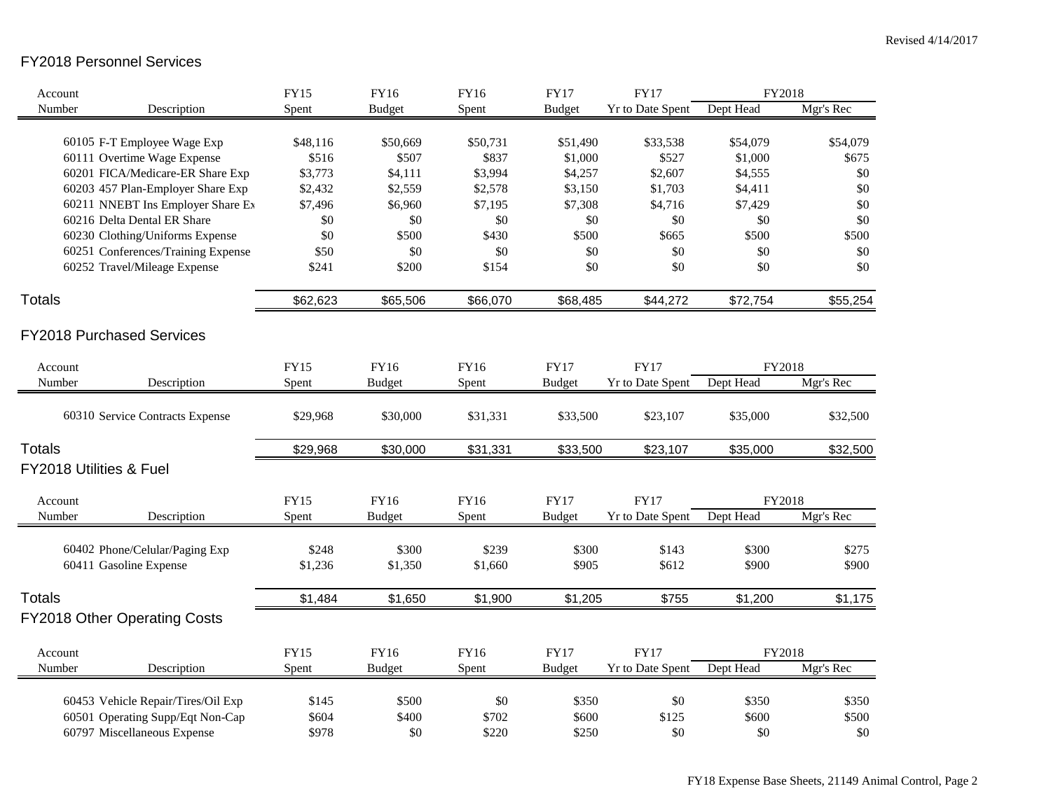Revised 4/14/2017

## FY2018 Personnel Services

| Account Number | Description | FY15 Spent | FY16 Budget | FY16 Spent | FY17 Budget | FY17 Yr to Date Spent | FY2018 Dept Head | FY2018 Mgr's Rec |
|---|---|---|---|---|---|---|---|---|
| 60105 | F-T Employee Wage Exp | $48,116 | $50,669 | $50,731 | $51,490 | $33,538 | $54,079 | $54,079 |
| 60111 | Overtime Wage Expense | $516 | $507 | $837 | $1,000 | $527 | $1,000 | $675 |
| 60201 | FICA/Medicare-ER Share Exp | $3,773 | $4,111 | $3,994 | $4,257 | $2,607 | $4,555 | $0 |
| 60203 | 457 Plan-Employer Share Exp | $2,432 | $2,559 | $2,578 | $3,150 | $1,703 | $4,411 | $0 |
| 60211 | NNEBT Ins Employer Share Ex | $7,496 | $6,960 | $7,195 | $7,308 | $4,716 | $7,429 | $0 |
| 60216 | Delta Dental ER Share | $0 | $0 | $0 | $0 | $0 | $0 | $0 |
| 60230 | Clothing/Uniforms Expense | $0 | $500 | $430 | $500 | $665 | $500 | $500 |
| 60251 | Conferences/Training Expense | $50 | $0 | $0 | $0 | $0 | $0 | $0 |
| 60252 | Travel/Mileage Expense | $241 | $200 | $154 | $0 | $0 | $0 | $0 |
| **Totals** | | $62,623 | $65,506 | $66,070 | $68,485 | $44,272 | $72,754 | $55,254 |

## FY2018 Purchased Services

| Account Number | Description | FY15 Spent | FY16 Budget | FY16 Spent | FY17 Budget | FY17 Yr to Date Spent | FY2018 Dept Head | FY2018 Mgr's Rec |
|---|---|---|---|---|---|---|---|---|
| 60310 | Service Contracts Expense | $29,968 | $30,000 | $31,331 | $33,500 | $23,107 | $35,000 | $32,500 |
| **Totals** | | $29,968 | $30,000 | $31,331 | $33,500 | $23,107 | $35,000 | $32,500 |

## FY2018 Utilities & Fuel

| Account Number | Description | FY15 Spent | FY16 Budget | FY16 Spent | FY17 Budget | FY17 Yr to Date Spent | FY2018 Dept Head | FY2018 Mgr's Rec |
|---|---|---|---|---|---|---|---|---|
| 60402 | Phone/Celular/Paging Exp | $248 | $300 | $239 | $300 | $143 | $300 | $275 |
| 60411 | Gasoline Expense | $1,236 | $1,350 | $1,660 | $905 | $612 | $900 | $900 |
| **Totals** | | $1,484 | $1,650 | $1,900 | $1,205 | $755 | $1,200 | $1,175 |

## FY2018 Other Operating Costs

| Account Number | Description | FY15 Spent | FY16 Budget | FY16 Spent | FY17 Budget | FY17 Yr to Date Spent | FY2018 Dept Head | FY2018 Mgr's Rec |
|---|---|---|---|---|---|---|---|---|
| 60453 | Vehicle Repair/Tires/Oil Exp | $145 | $500 | $0 | $350 | $0 | $350 | $350 |
| 60501 | Operating Supp/Eqt Non-Cap | $604 | $400 | $702 | $600 | $125 | $600 | $500 |
| 60797 | Miscellaneous Expense | $978 | $0 | $220 | $250 | $0 | $0 | $0 |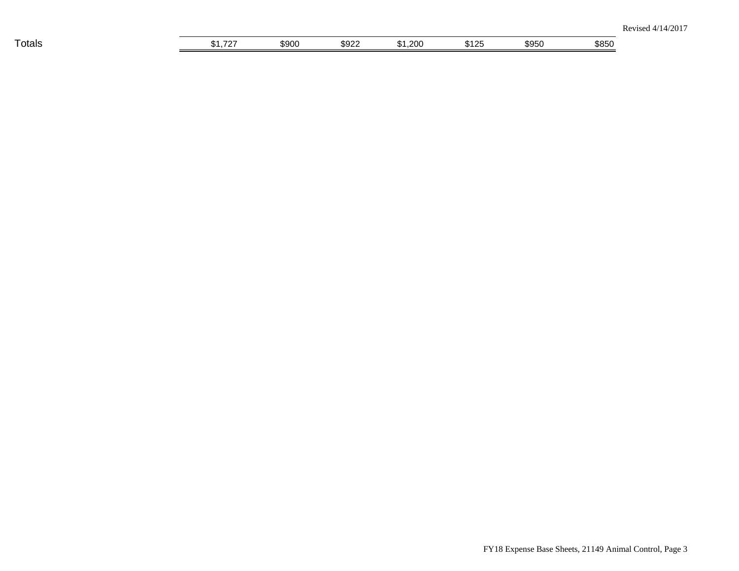| Totals | $1,727 | $900 | $922 | $1,200 | $125 | $950 | $850 |
| --- | --- | --- | --- | --- | --- | --- | --- |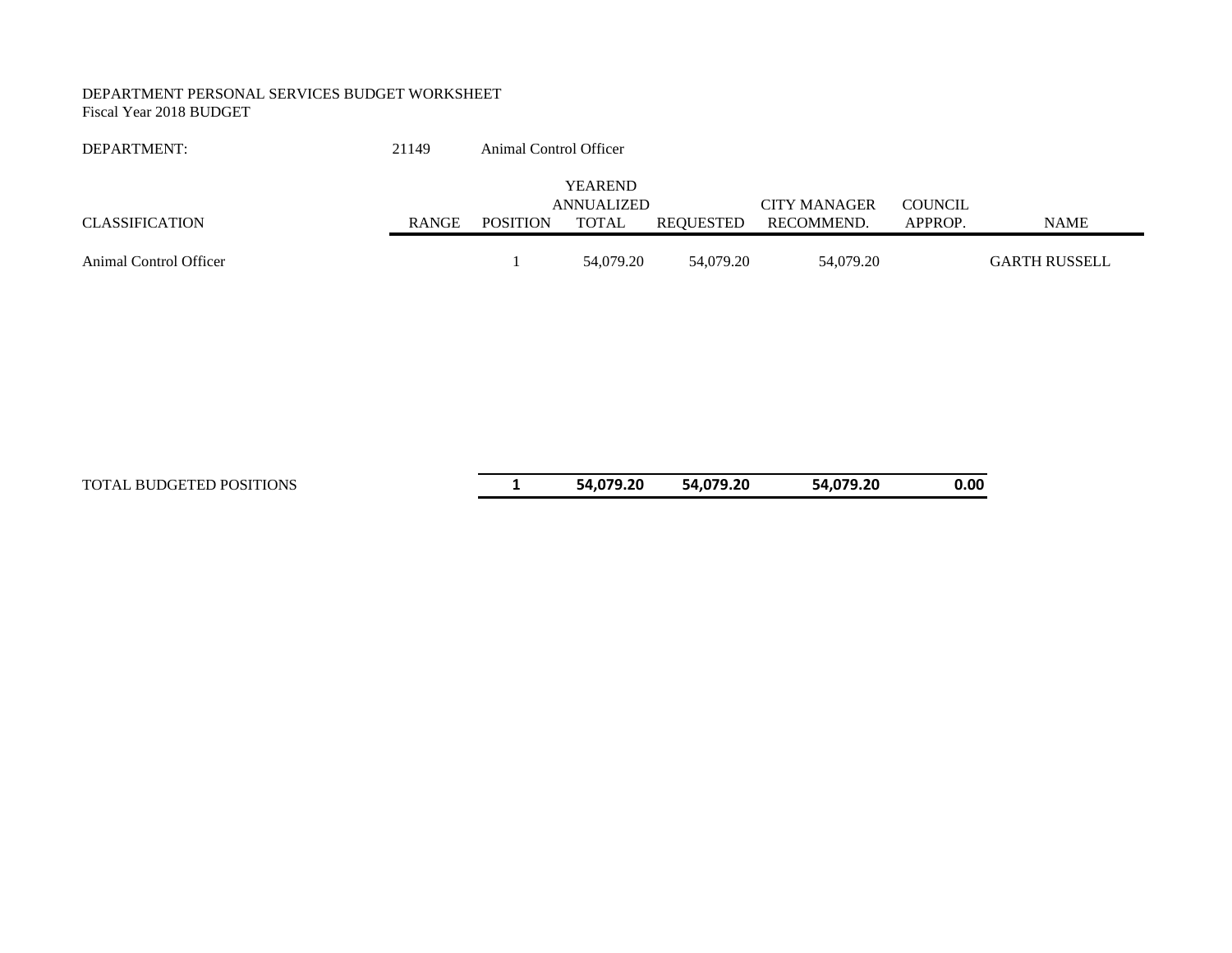DEPARTMENT PERSONAL SERVICES BUDGET WORKSHEET
Fiscal Year 2018 BUDGET

DEPARTMENT: 21149 Animal Control Officer

| CLASSIFICATION | RANGE | POSITION | YEAREND ANNUALIZED TOTAL | REQUESTED | CITY MANAGER RECOMMEND. | COUNCIL APPROP. | NAME |
|---|---|---|---|---|---|---|---|
| Animal Control Officer | | 1 | 54,079.20 | 54,079.20 | 54,079.20 | | GARTH RUSSELL |
| TOTAL BUDGETED POSITIONS | | **1** | **54,079.20** | **54,079.20** | **54,079.20** | **0.00** | |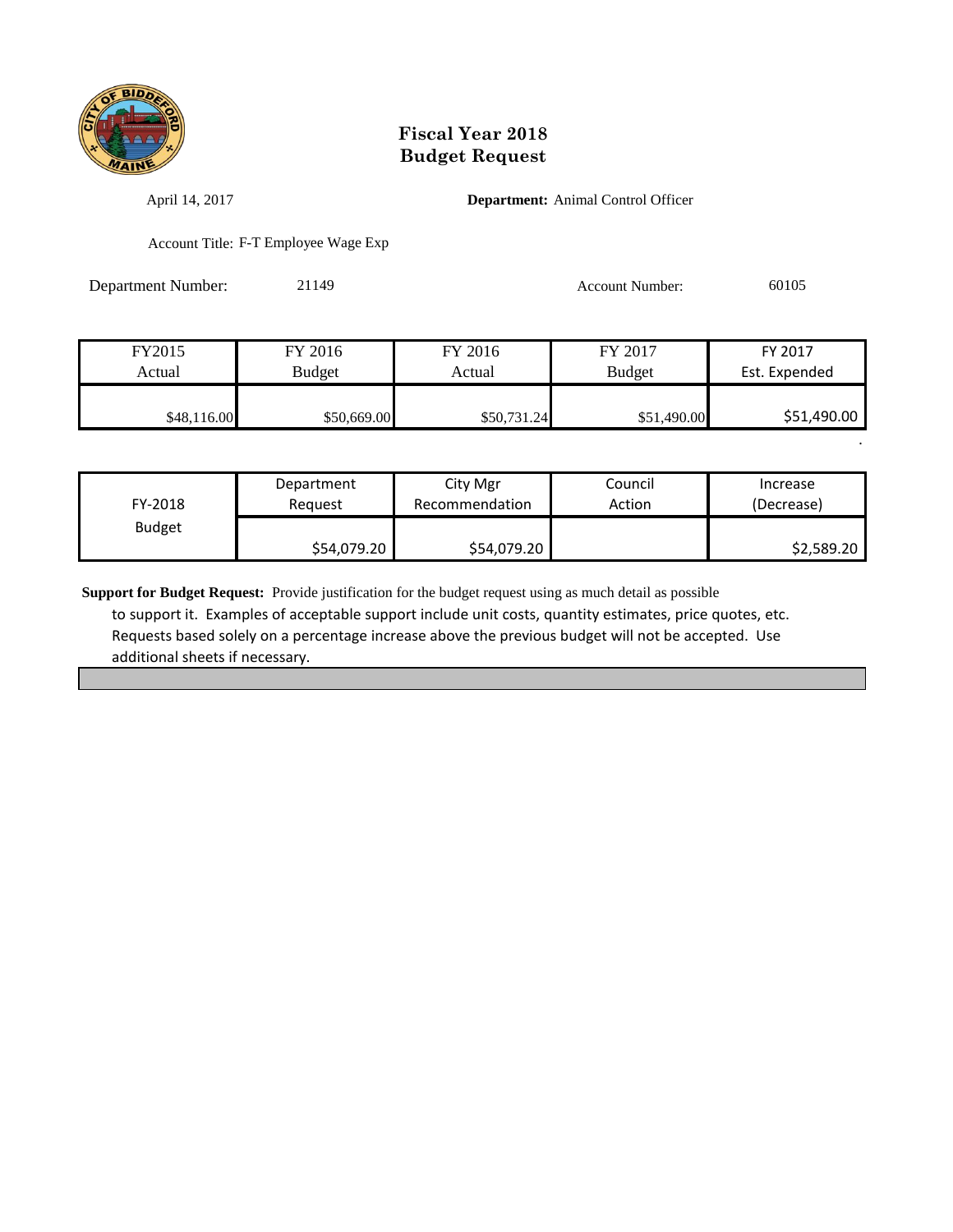# Fiscal Year 2018
# Budget Request

April 14, 2017

**Department:** Animal Control Officer

Account Title: F-T Employee Wage Exp

Department Number: 21149

Account Number: 60105

| FY2015 Actual | FY 2016 Budget | FY 2016 Actual | FY 2017 Budget | FY 2017 Est. Expended |
|---|---|---|---|---|
| $48,116.00 | $50,669.00 | $50,731.24 | $51,490.00 | $51,490.00 |

| FY-2018 Budget | Department Request | City Mgr Recommendation | Council Action | Increase (Decrease) |
|---|---|---|---|---|
| | $54,079.20 | $54,079.20 | | $2,589.20 |

**Support for Budget Request:** Provide justification for the budget request using as much detail as possible to support it. Examples of acceptable support include unit costs, quantity estimates, price quotes, etc. Requests based solely on a percentage increase above the previous budget will not be accepted. Use additional sheets if necessary.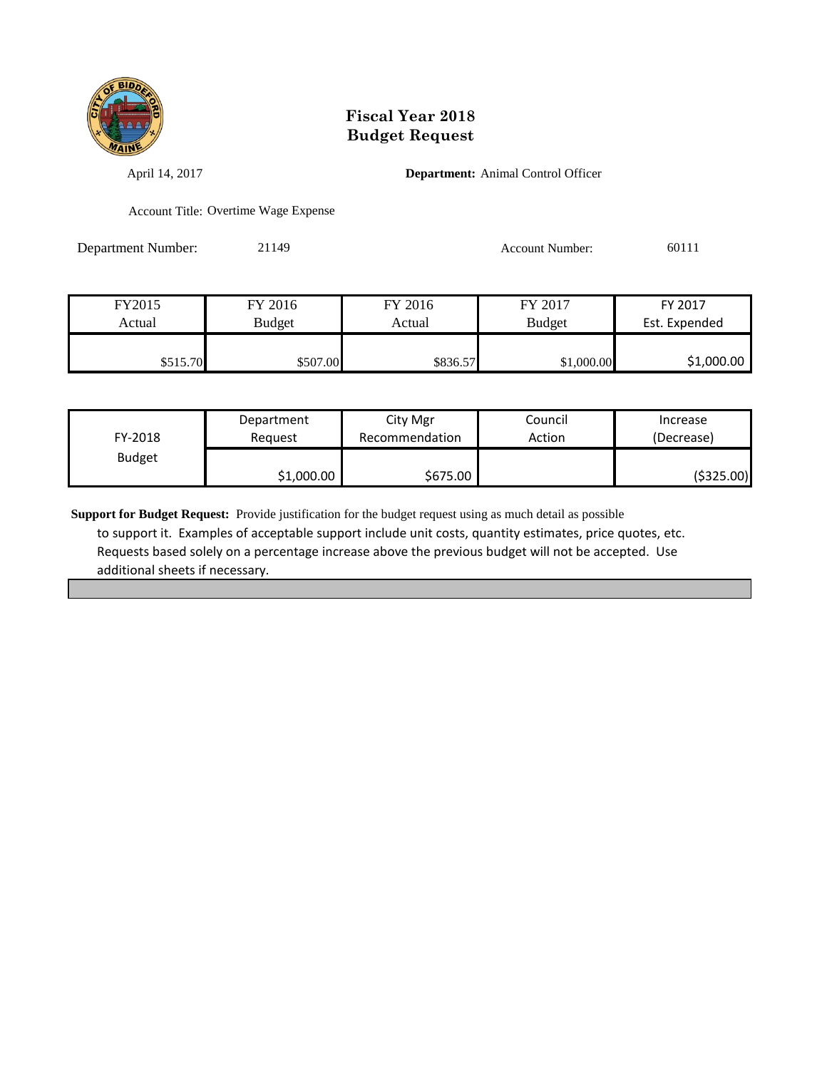# Fiscal Year 2018
# Budget Request

April 14, 2017

**Department:** Animal Control Officer

Account Title: Overtime Wage Expense

Department Number: 21149

Account Number: 60111

| FY2015 Actual | FY 2016 Budget | FY 2016 Actual | FY 2017 Budget | FY 2017 Est. Expended |
|---|---|---|---|---|
| $515.70 | $507.00 | $836.57 | $1,000.00 | $1,000.00 |

| FY-2018 Budget | Department Request | City Mgr Recommendation | Council Action | Increase (Decrease) |
|---|---|---|---|---|
| | $1,000.00 | $675.00 | | ($325.00) |

**Support for Budget Request:** Provide justification for the budget request using as much detail as possible to support it. Examples of acceptable support include unit costs, quantity estimates, price quotes, etc. Requests based solely on a percentage increase above the previous budget will not be accepted. Use additional sheets if necessary.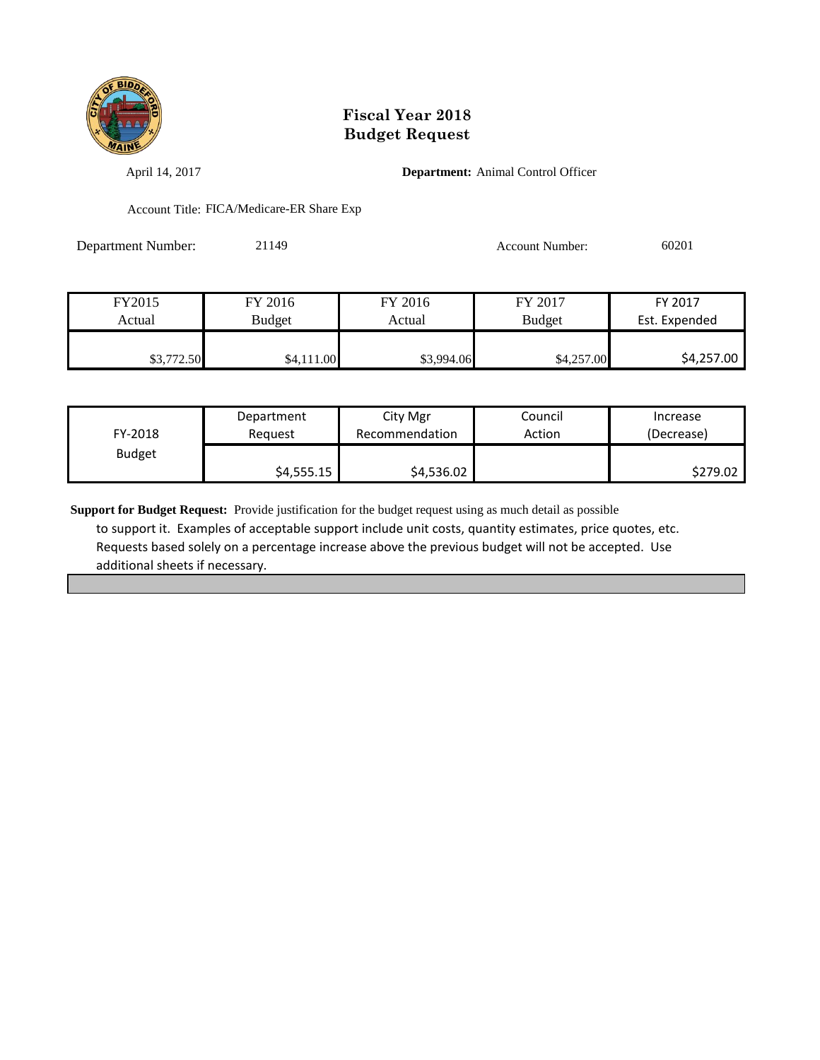# Fiscal Year 2018
# Budget Request

April 14, 2017

**Department:** Animal Control Officer

Account Title: FICA/Medicare-ER Share Exp

Department Number: 21149

Account Number: 60201

| FY2015 Actual | FY 2016 Budget | FY 2016 Actual | FY 2017 Budget | FY 2017 Est. Expended |
|---|---|---|---|---|
| $3,772.50 | $4,111.00 | $3,994.06 | $4,257.00 | $4,257.00 |

| FY-2018 Budget | Department Request | City Mgr Recommendation | Council Action | Increase (Decrease) |
|---|---|---|---|---|
| | $4,555.15 | $4,536.02 | | $279.02 |

**Support for Budget Request:** Provide justification for the budget request using as much detail as possible to support it. Examples of acceptable support include unit costs, quantity estimates, price quotes, etc. Requests based solely on a percentage increase above the previous budget will not be accepted. Use additional sheets if necessary.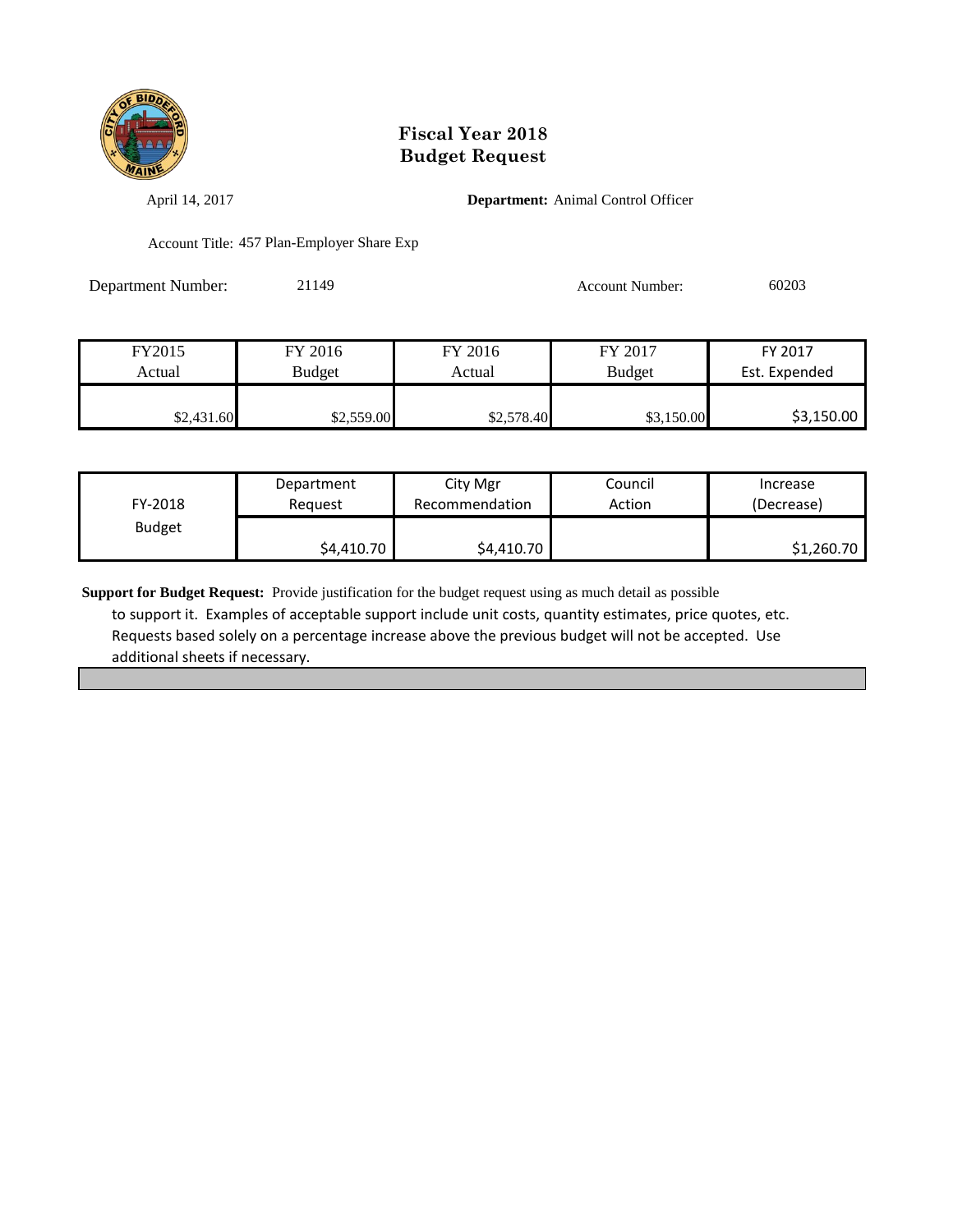# Fiscal Year 2018
# Budget Request

April 14, 2017

**Department:** Animal Control Officer

Account Title: 457 Plan-Employer Share Exp

Department Number: 21149

Account Number: 60203

| FY2015 Actual | FY 2016 Budget | FY 2016 Actual | FY 2017 Budget | FY 2017 Est. Expended |
|---|---|---|---|---|
| $2,431.60 | $2,559.00 | $2,578.40 | $3,150.00 | $3,150.00 |

| FY-2018 Budget | Department Request | City Mgr Recommendation | Council Action | Increase (Decrease) |
|---|---|---|---|---|
| | $4,410.70 | $4,410.70 | | $1,260.70 |

**Support for Budget Request:** Provide justification for the budget request using as much detail as possible to support it. Examples of acceptable support include unit costs, quantity estimates, price quotes, etc. Requests based solely on a percentage increase above the previous budget will not be accepted. Use additional sheets if necessary.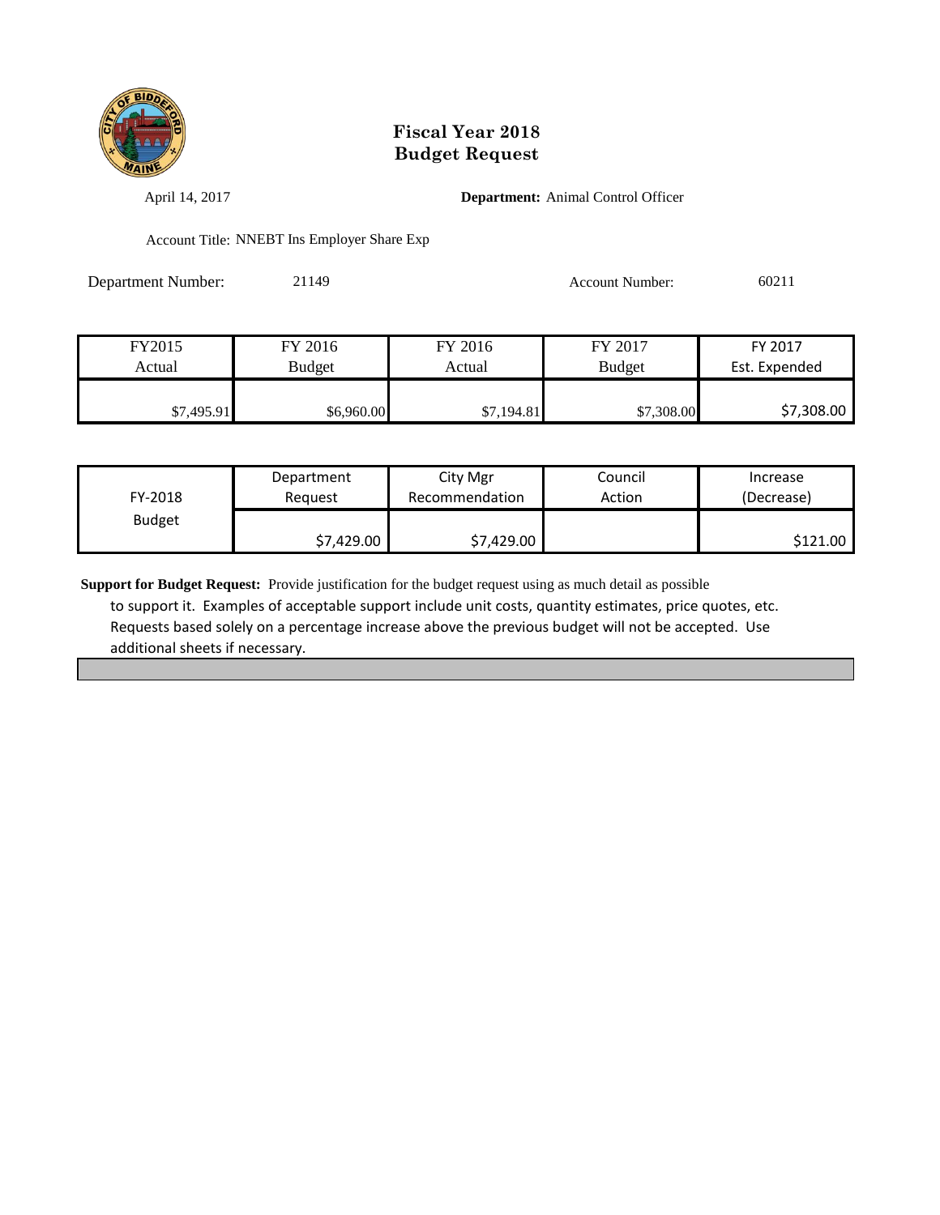# Fiscal Year 2018
# Budget Request

April 14, 2017

**Department:** Animal Control Officer

Account Title: NNEBT Ins Employer Share Exp

Department Number: 21149

Account Number: 60211

| FY2015 Actual | FY 2016 Budget | FY 2016 Actual | FY 2017 Budget | FY 2017 Est. Expended |
|---|---|---|---|---|
| $7,495.91 | $6,960.00 | $7,194.81 | $7,308.00 | $7,308.00 |

| FY-2018 Budget | Department Request | City Mgr Recommendation | Council Action | Increase (Decrease) |
|---|---|---|---|---|
| | $7,429.00 | $7,429.00 | | $121.00 |

**Support for Budget Request:** Provide justification for the budget request using as much detail as possible to support it. Examples of acceptable support include unit costs, quantity estimates, price quotes, etc. Requests based solely on a percentage increase above the previous budget will not be accepted. Use additional sheets if necessary.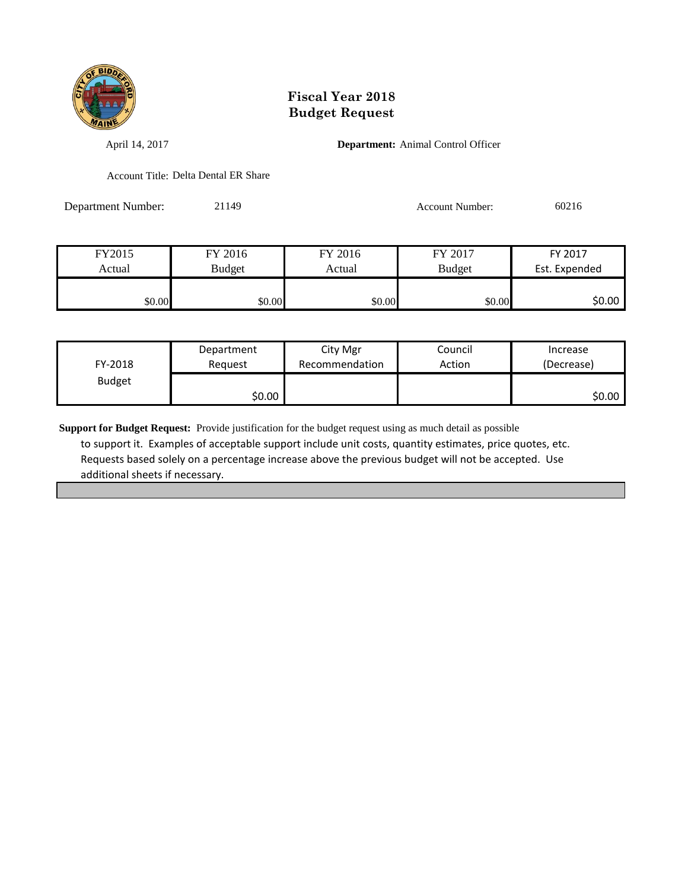# Fiscal Year 2018
# Budget Request

April 14, 2017 **Department:** Animal Control Officer

Account Title: Delta Dental ER Share

Department Number: 21149 Account Number: 60216

| FY2015 Actual | FY 2016 Budget | FY 2016 Actual | FY 2017 Budget | FY 2017 Est. Expended |
|---|---|---|---|---|
| $0.00 | $0.00 | $0.00 | $0.00 | $0.00 |

| FY-2018 Budget | Department Request | City Mgr Recommendation | Council Action | Increase (Decrease) |
|---|---|---|---|---|
| | $0.00 | | | $0.00 |

**Support for Budget Request:** Provide justification for the budget request using as much detail as possible to support it. Examples of acceptable support include unit costs, quantity estimates, price quotes, etc. Requests based solely on a percentage increase above the previous budget will not be accepted. Use additional sheets if necessary.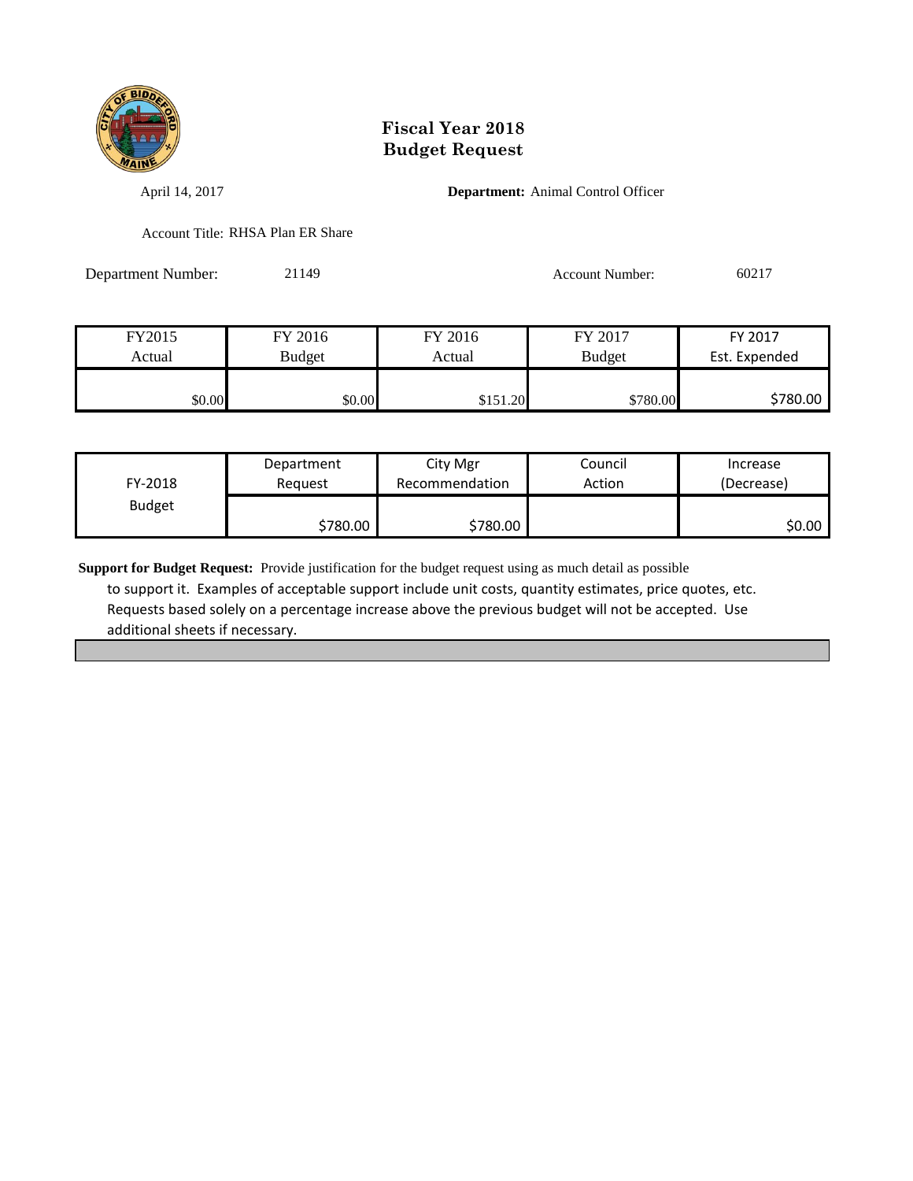# Fiscal Year 2018
# Budget Request

April 14, 2017 **Department:** Animal Control Officer

Account Title: RHSA Plan ER Share

Department Number: 21149 Account Number: 60217

| FY2015 Actual | FY 2016 Budget | FY 2016 Actual | FY 2017 Budget | FY 2017 Est. Expended |
|---|---|---|---|---|
| $0.00 | $0.00 | $151.20 | $780.00 | $780.00 |

| FY-2018 Budget | Department Request | City Mgr Recommendation | Council Action | Increase (Decrease) |
|---|---|---|---|---|
| | $780.00 | $780.00 | | $0.00 |

**Support for Budget Request:** Provide justification for the budget request using as much detail as possible to support it. Examples of acceptable support include unit costs, quantity estimates, price quotes, etc. Requests based solely on a percentage increase above the previous budget will not be accepted. Use additional sheets if necessary.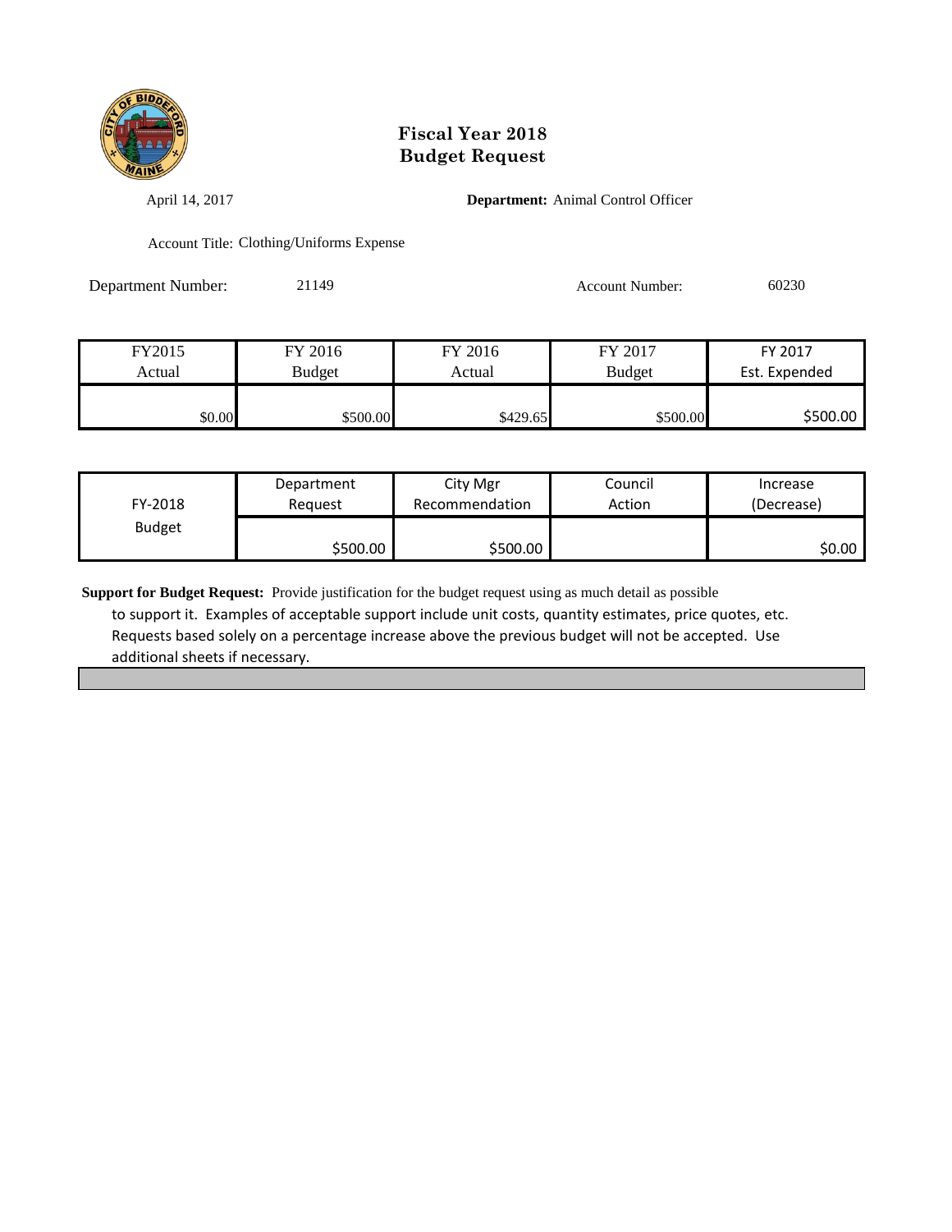# Fiscal Year 2018
# Budget Request

April 14, 2017

**Department:** Animal Control Officer

Account Title: Clothing/Uniforms Expense

Department Number: 21149

Account Number: 60230

| FY2015 Actual | FY 2016 Budget | FY 2016 Actual | FY 2017 Budget | FY 2017 Est. Expended |
|---|---|---|---|---|
| $0.00 | $500.00 | $429.65 | $500.00 | $500.00 |

| FY-2018 Budget | Department Request | City Mgr Recommendation | Council Action | Increase (Decrease) |
|---|---|---|---|---|
| | $500.00 | $500.00 | | $0.00 |

**Support for Budget Request:** Provide justification for the budget request using as much detail as possible to support it. Examples of acceptable support include unit costs, quantity estimates, price quotes, etc. Requests based solely on a percentage increase above the previous budget will not be accepted. Use additional sheets if necessary.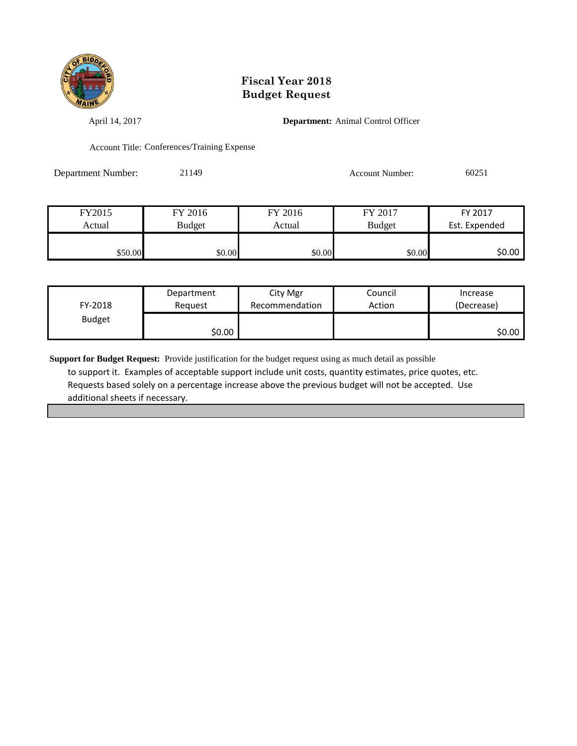# Fiscal Year 2018
# Budget Request

April 14, 2017

**Department:** Animal Control Officer

Account Title: Conferences/Training Expense

Department Number: 21149

Account Number: 60251

| FY2015 Actual | FY 2016 Budget | FY 2016 Actual | FY 2017 Budget | FY 2017 Est. Expended |
|---|---|---|---|---|
| $50.00 | $0.00 | $0.00 | $0.00 | $0.00 |

| FY-2018 Budget | Department Request | City Mgr Recommendation | Council Action | Increase (Decrease) |
|---|---|---|---|---|
| | $0.00 | | | $0.00 |

**Support for Budget Request:** Provide justification for the budget request using as much detail as possible to support it. Examples of acceptable support include unit costs, quantity estimates, price quotes, etc. Requests based solely on a percentage increase above the previous budget will not be accepted. Use additional sheets if necessary.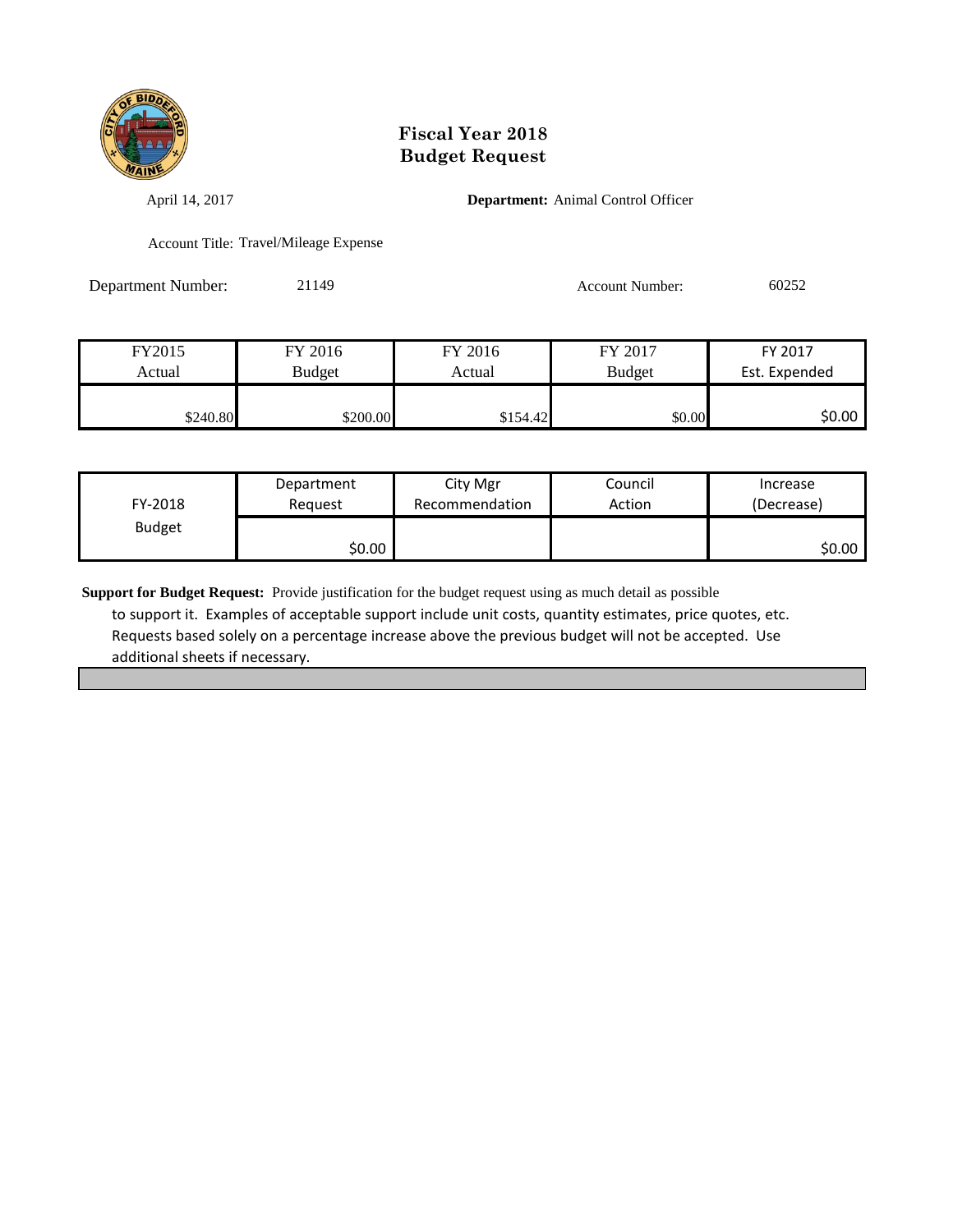# Fiscal Year 2018
# Budget Request

April 14, 2017

**Department:** Animal Control Officer

Account Title: Travel/Mileage Expense

Department Number: 21149

Account Number: 60252

| FY2015 Actual | FY 2016 Budget | FY 2016 Actual | FY 2017 Budget | FY 2017 Est. Expended |
|---|---|---|---|---|
| $240.80 | $200.00 | $154.42 | $0.00 | $0.00 |

| FY-2018 Budget | Department Request | City Mgr Recommendation | Council Action | Increase (Decrease) |
|---|---|---|---|---|
| | $0.00 | | | $0.00 |

**Support for Budget Request:** Provide justification for the budget request using as much detail as possible to support it. Examples of acceptable support include unit costs, quantity estimates, price quotes, etc. Requests based solely on a percentage increase above the previous budget will not be accepted. Use additional sheets if necessary.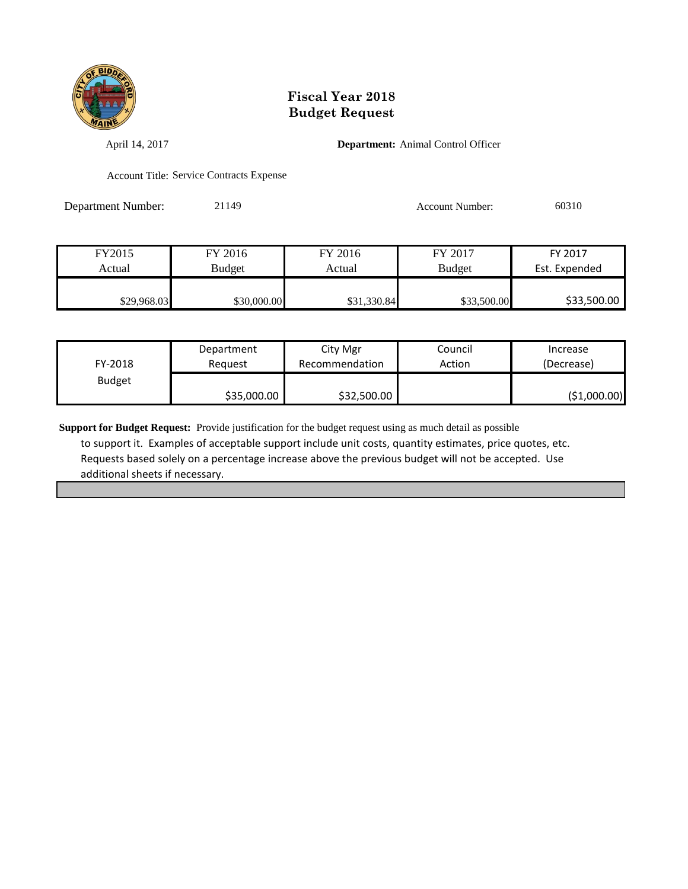# Fiscal Year 2018
# Budget Request

April 14, 2017

**Department:** Animal Control Officer

Account Title: Service Contracts Expense

Department Number: 21149

Account Number: 60310

| FY2015 Actual | FY 2016 Budget | FY 2016 Actual | FY 2017 Budget | FY 2017 Est. Expended |
|---|---|---|---|---|
| $29,968.03 | $30,000.00 | $31,330.84 | $33,500.00 | $33,500.00 |

| FY-2018 Budget | Department Request | City Mgr Recommendation | Council Action | Increase (Decrease) |
|---|---|---|---|---|
| | $35,000.00 | $32,500.00 | | ($1,000.00) |

**Support for Budget Request:** Provide justification for the budget request using as much detail as possible to support it. Examples of acceptable support include unit costs, quantity estimates, price quotes, etc. Requests based solely on a percentage increase above the previous budget will not be accepted. Use additional sheets if necessary.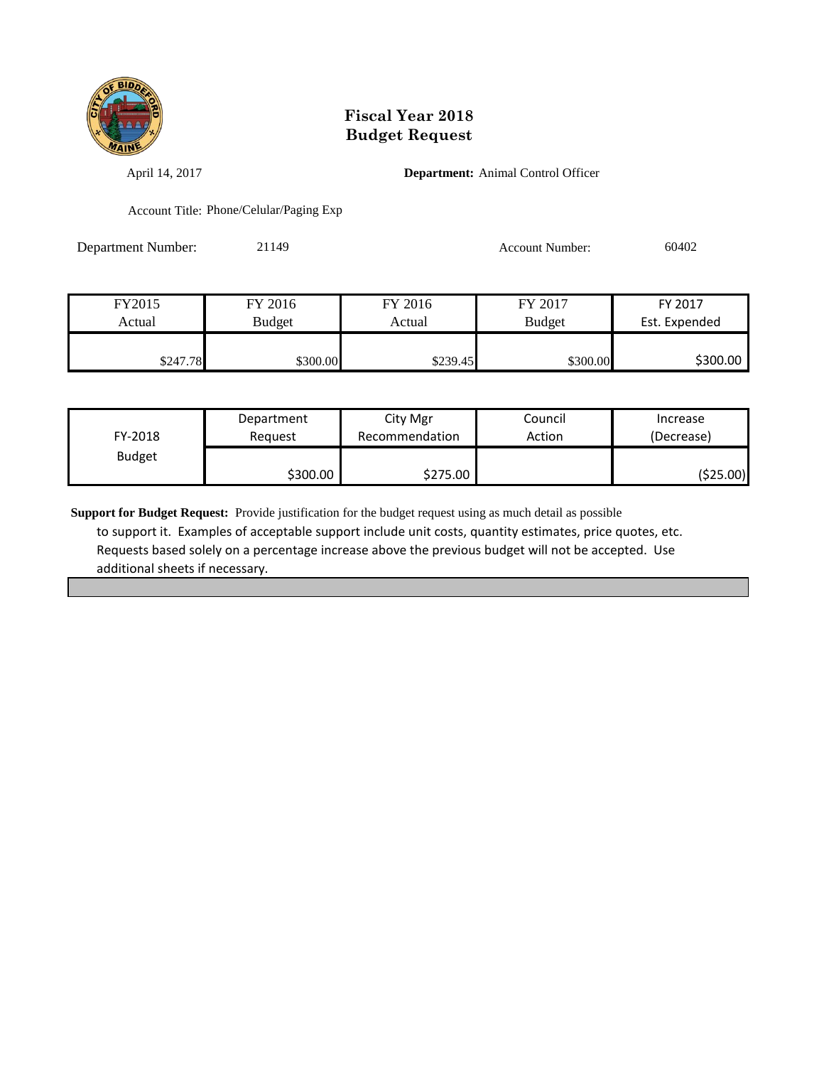# Fiscal Year 2018
# Budget Request

April 14, 2017

**Department:** Animal Control Officer

Account Title: Phone/Celular/Paging Exp

Department Number: 21149

Account Number: 60402

| FY2015 Actual | FY 2016 Budget | FY 2016 Actual | FY 2017 Budget | FY 2017 Est. Expended |
|---|---|---|---|---|
| $247.78 | $300.00 | $239.45 | $300.00 | $300.00 |

| FY-2018 Budget | Department Request | City Mgr Recommendation | Council Action | Increase (Decrease) |
|---|---|---|---|---|
| | $300.00 | $275.00 | | ($25.00) |

**Support for Budget Request:** Provide justification for the budget request using as much detail as possible to support it. Examples of acceptable support include unit costs, quantity estimates, price quotes, etc. Requests based solely on a percentage increase above the previous budget will not be accepted. Use additional sheets if necessary.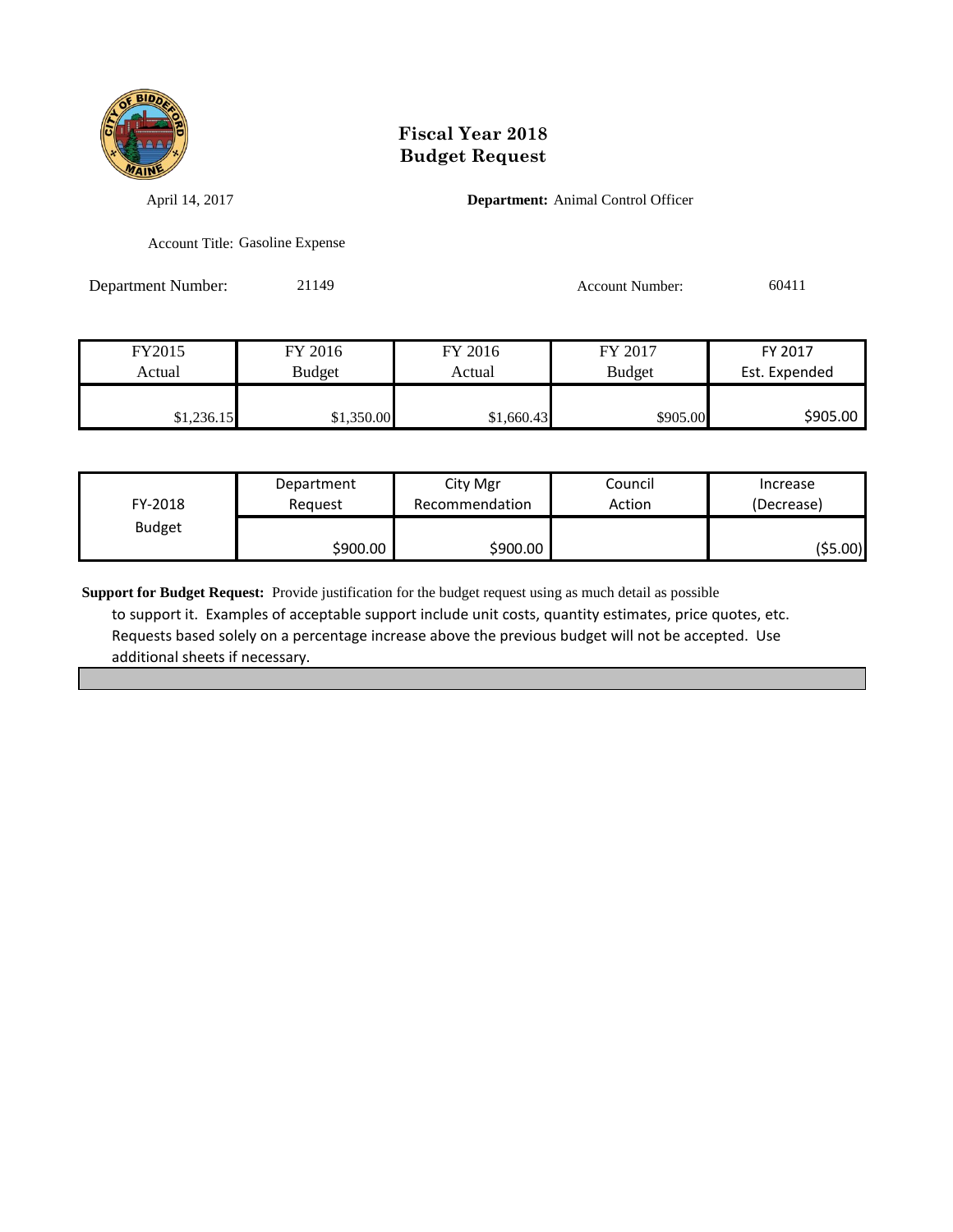# Fiscal Year 2018
# Budget Request

April 14, 2017

**Department:** Animal Control Officer

Account Title: Gasoline Expense

Department Number: 21149

Account Number: 60411

| FY2015 Actual | FY 2016 Budget | FY 2016 Actual | FY 2017 Budget | FY 2017 Est. Expended |
|---|---|---|---|---|
| $1,236.15 | $1,350.00 | $1,660.43 | $905.00 | $905.00 |

| FY-2018 Budget | Department Request | City Mgr Recommendation | Council Action | Increase (Decrease) |
|---|---|---|---|---|
| | $900.00 | $900.00 | | ($5.00) |

**Support for Budget Request:** Provide justification for the budget request using as much detail as possible to support it. Examples of acceptable support include unit costs, quantity estimates, price quotes, etc. Requests based solely on a percentage increase above the previous budget will not be accepted. Use additional sheets if necessary.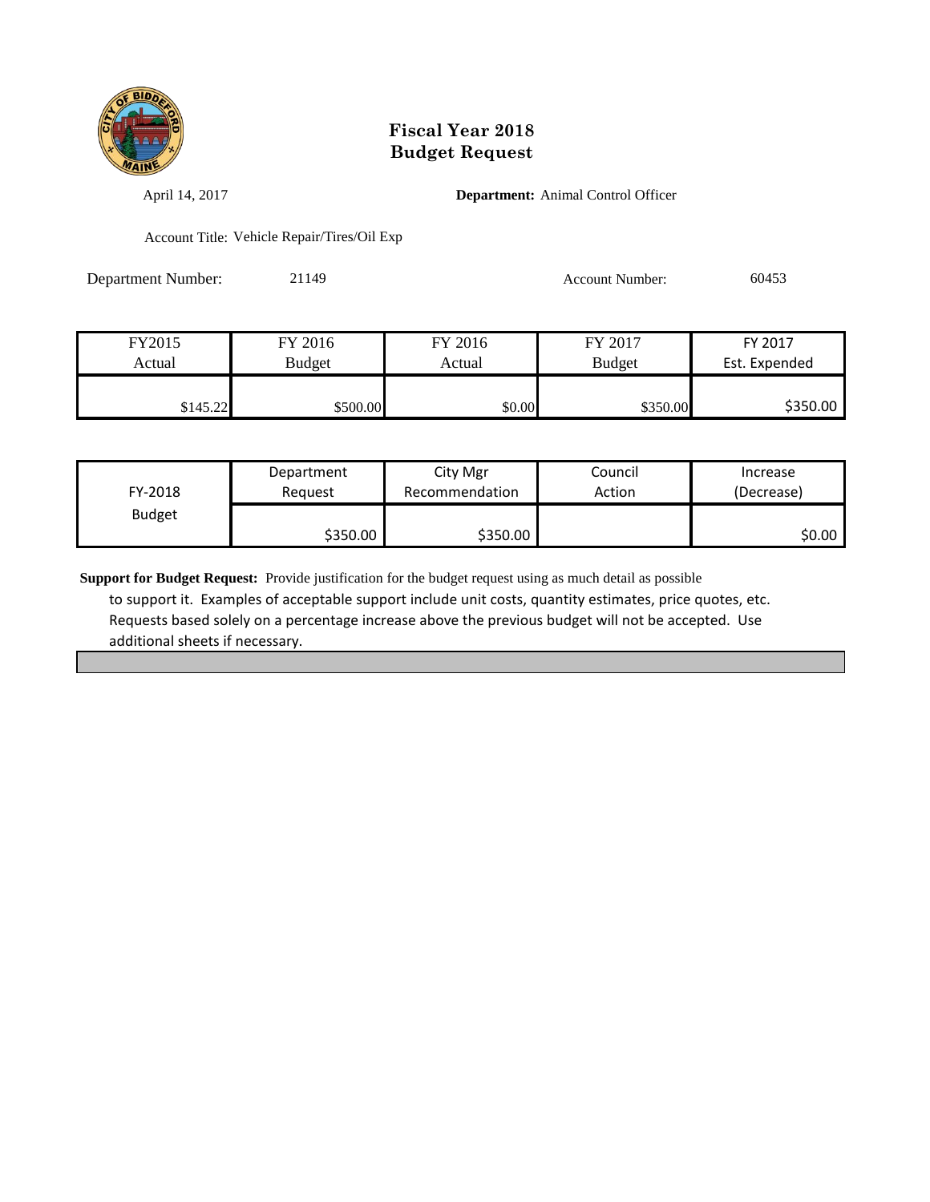# Fiscal Year 2018
# Budget Request

April 14, 2017

**Department:** Animal Control Officer

Account Title: Vehicle Repair/Tires/Oil Exp

Department Number: 21149

Account Number: 60453

| FY2015 Actual | FY 2016 Budget | FY 2016 Actual | FY 2017 Budget | FY 2017 Est. Expended |
|---|---|---|---|---|
| $145.22 | $500.00 | $0.00 | $350.00 | $350.00 |

| FY-2018 Budget | Department Request | City Mgr Recommendation | Council Action | Increase (Decrease) |
|---|---|---|---|---|
| | $350.00 | $350.00 | | $0.00 |

**Support for Budget Request:** Provide justification for the budget request using as much detail as possible to support it. Examples of acceptable support include unit costs, quantity estimates, price quotes, etc. Requests based solely on a percentage increase above the previous budget will not be accepted. Use additional sheets if necessary.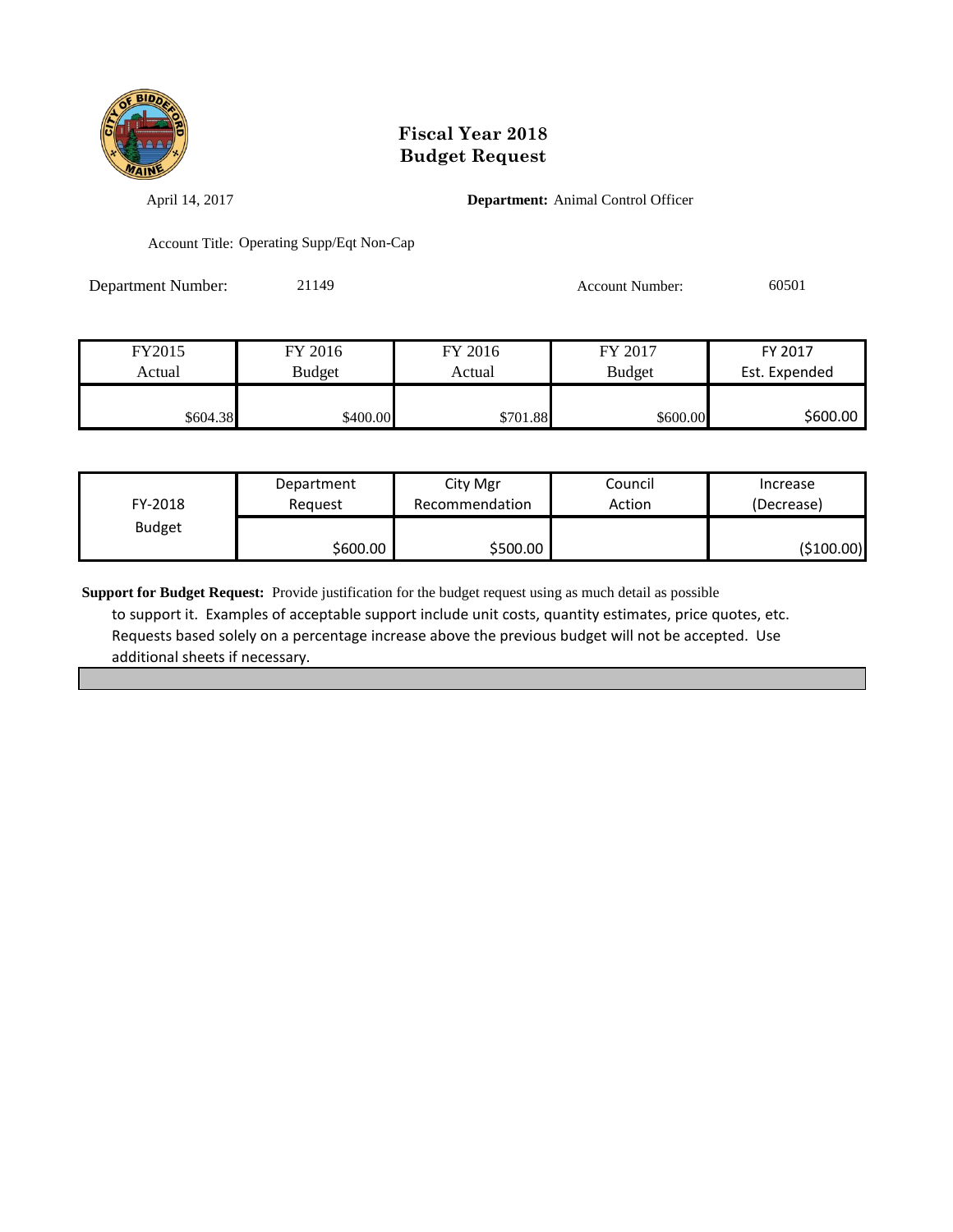# Fiscal Year 2018
# Budget Request

April 14, 2017

**Department:** Animal Control Officer

Account Title: Operating Supp/Eqt Non-Cap

Department Number: 21149

Account Number: 60501

| FY2015 Actual | FY 2016 Budget | FY 2016 Actual | FY 2017 Budget | FY 2017 Est. Expended |
|---|---|---|---|---|
| $604.38 | $400.00 | $701.88 | $600.00 | $600.00 |

| FY-2018 Budget | Department Request | City Mgr Recommendation | Council Action | Increase (Decrease) |
|---|---|---|---|---|
| | $600.00 | $500.00 | | ($100.00) |

**Support for Budget Request:** Provide justification for the budget request using as much detail as possible to support it. Examples of acceptable support include unit costs, quantity estimates, price quotes, etc. Requests based solely on a percentage increase above the previous budget will not be accepted. Use additional sheets if necessary.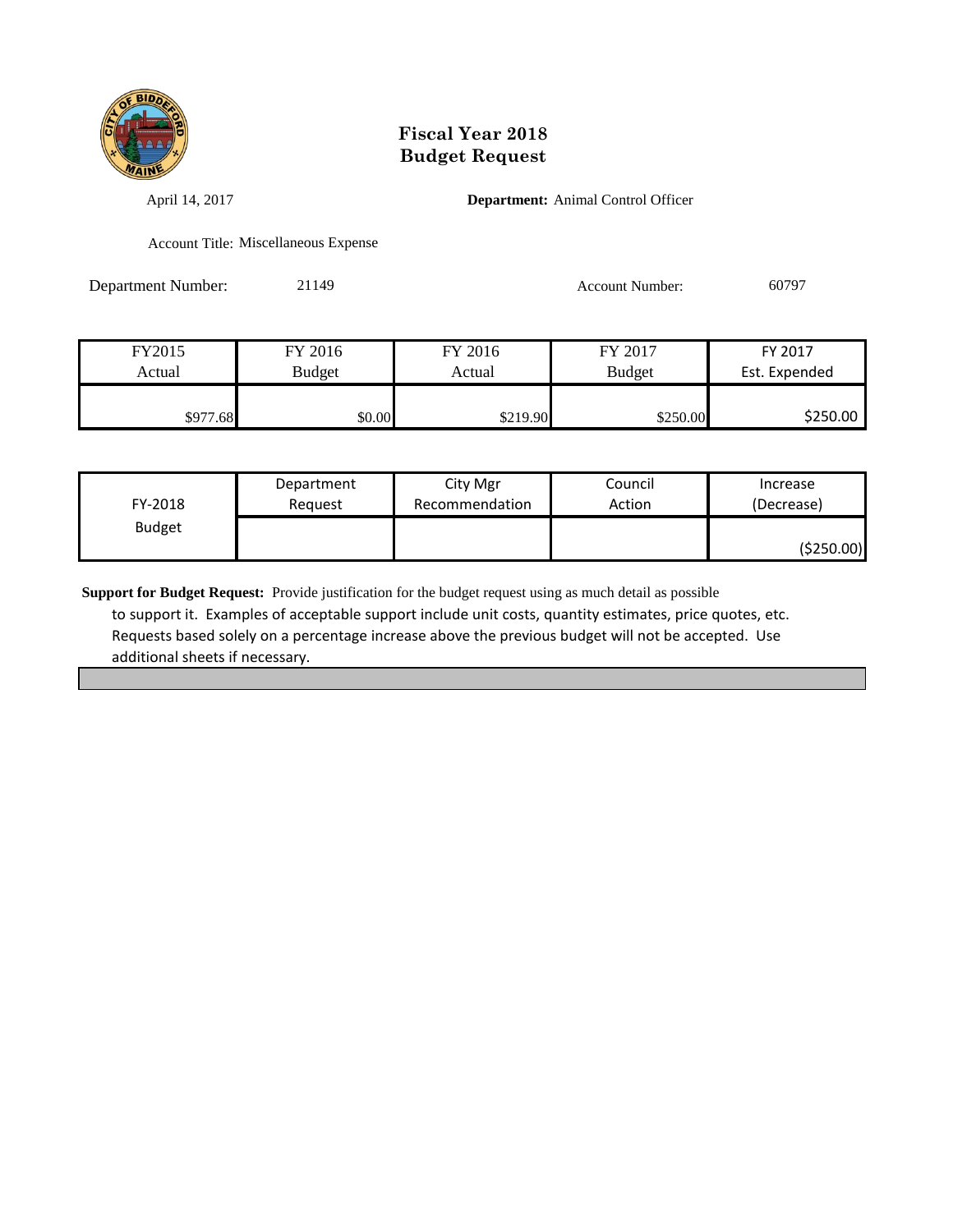# Fiscal Year 2018
# Budget Request

April 14, 2017

**Department:** Animal Control Officer

Account Title: Miscellaneous Expense

Department Number: 21149

Account Number: 60797

| FY2015 Actual | FY 2016 Budget | FY 2016 Actual | FY 2017 Budget | FY 2017 Est. Expended |
|---|---|---|---|---|
| $977.68 | $0.00 | $219.90 | $250.00 | $250.00 |

| FY-2018 Budget | Department Request | City Mgr Recommendation | Council Action | Increase (Decrease) |
|---|---|---|---|---|
| | | | | ($250.00) |

**Support for Budget Request:** Provide justification for the budget request using as much detail as possible to support it. Examples of acceptable support include unit costs, quantity estimates, price quotes, etc. Requests based solely on a percentage increase above the previous budget will not be accepted. Use additional sheets if necessary.